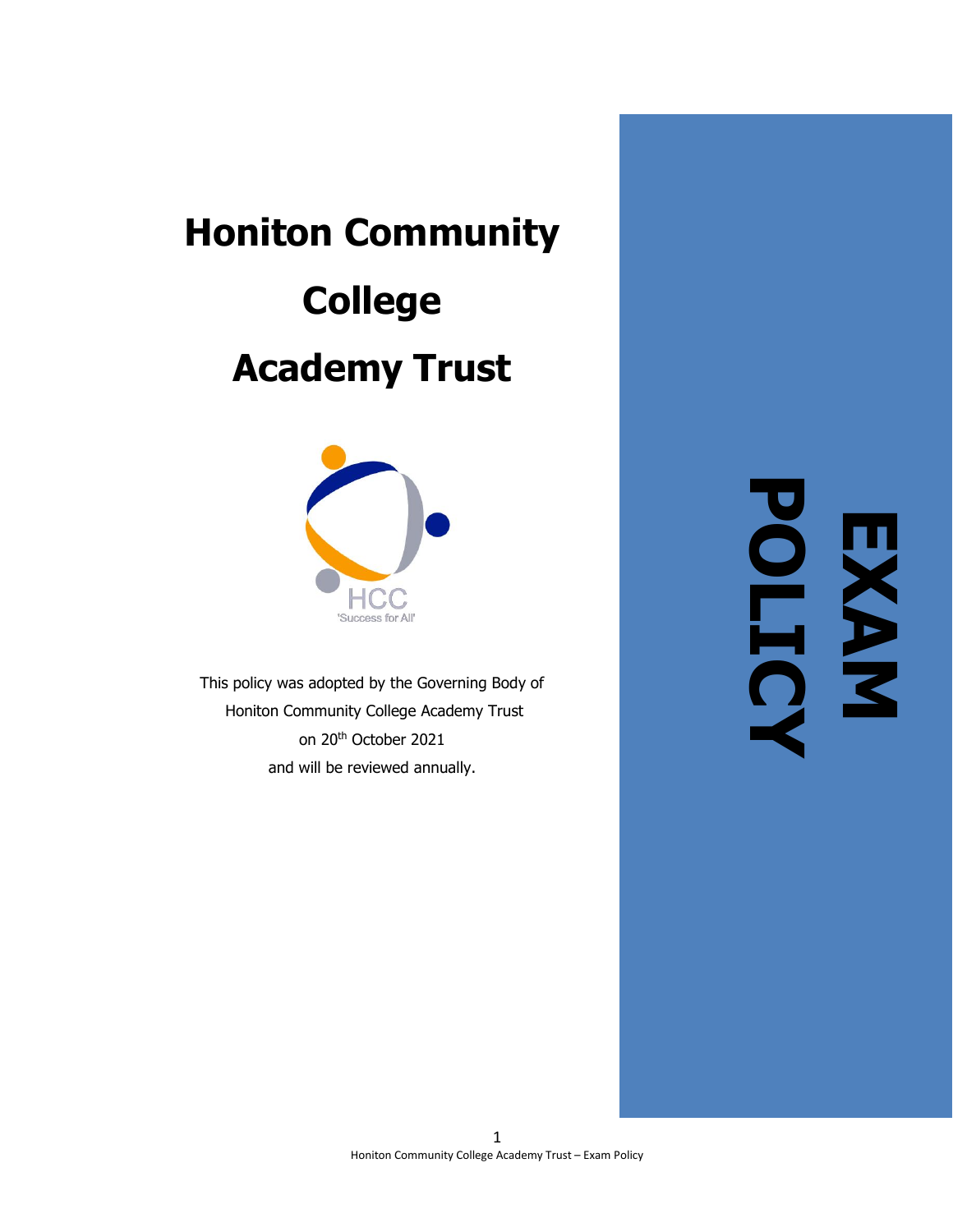# Honiton Community College Academy Trust

HCC

'Success for All'

This policy was adopted by the Governing Body of Honiton Community College Academy Trust on 20th October 2021 and will be reviewed annually.

EXAM POLICY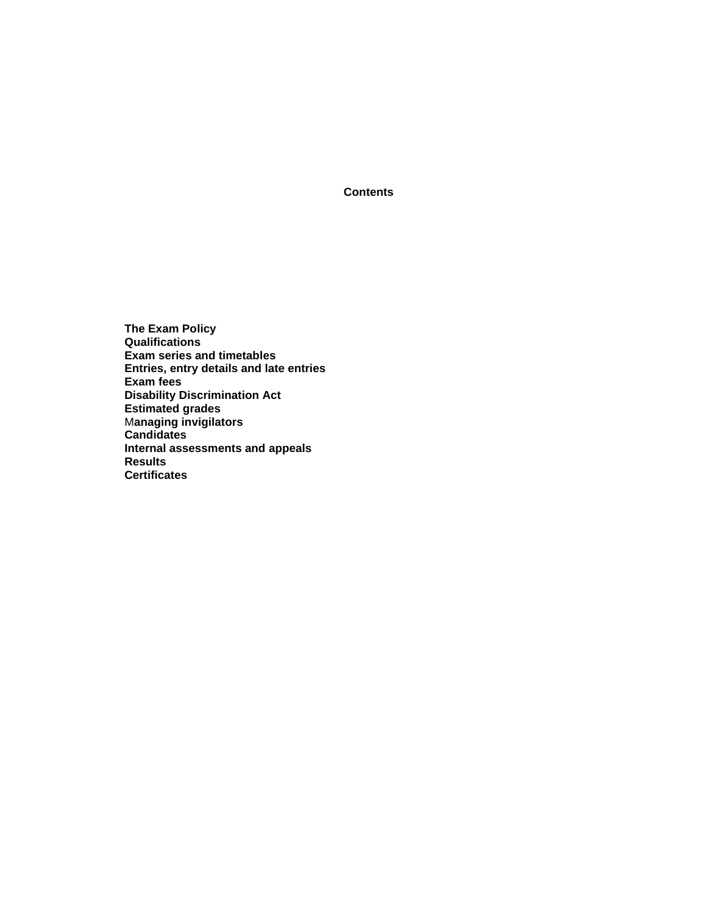**Contents**

**The Exam Policy**
**Qualifications**
**Exam series and timetables**
**Entries, entry details and late entries**
**Exam fees**
**Disability Discrimination Act**
**Estimated grades**
**Managing invigilators**
**Candidates**
**Internal assessments and appeals**
**Results**
**Certificates**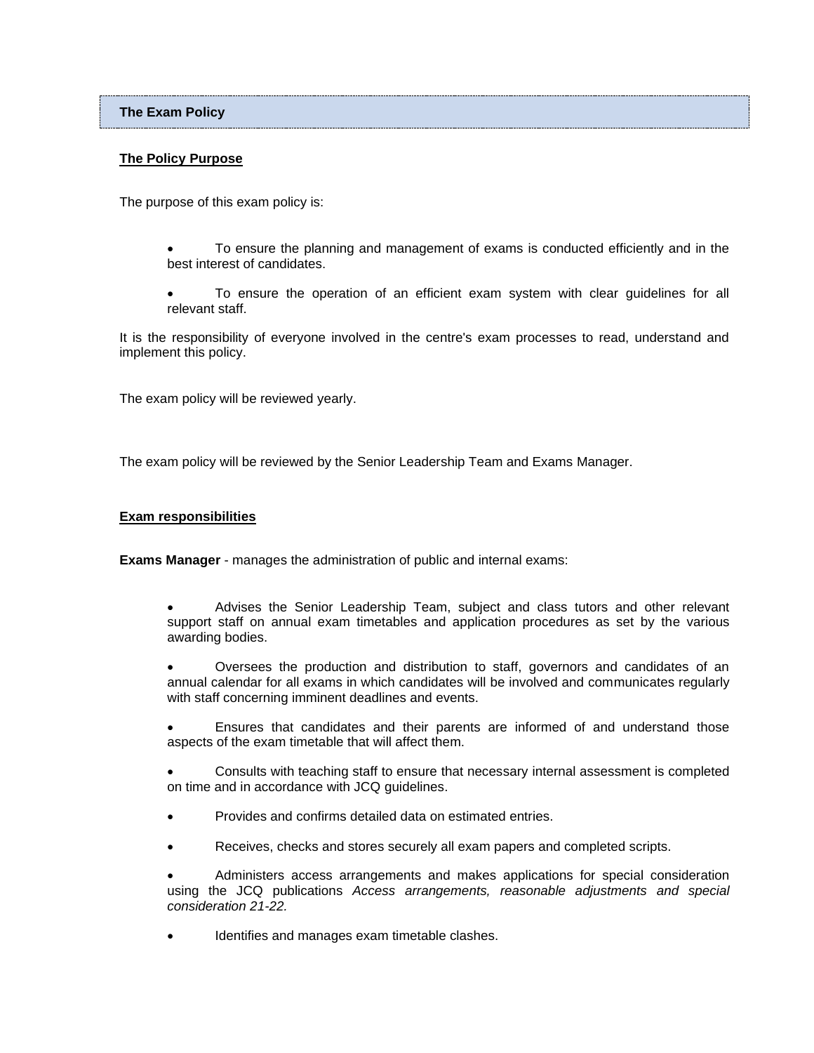## The Exam Policy

### The Policy Purpose

The purpose of this exam policy is:

- To ensure the planning and management of exams is conducted efficiently and in the best interest of candidates.
- To ensure the operation of an efficient exam system with clear guidelines for all relevant staff.

It is the responsibility of everyone involved in the centre's exam processes to read, understand and implement this policy.

The exam policy will be reviewed yearly.

The exam policy will be reviewed by the Senior Leadership Team and Exams Manager.

### Exam responsibilities

**Exams Manager** - manages the administration of public and internal exams:

- Advises the Senior Leadership Team, subject and class tutors and other relevant support staff on annual exam timetables and application procedures as set by the various awarding bodies.
- Oversees the production and distribution to staff, governors and candidates of an annual calendar for all exams in which candidates will be involved and communicates regularly with staff concerning imminent deadlines and events.
- Ensures that candidates and their parents are informed of and understand those aspects of the exam timetable that will affect them.
- Consults with teaching staff to ensure that necessary internal assessment is completed on time and in accordance with JCQ guidelines.
- Provides and confirms detailed data on estimated entries.
- Receives, checks and stores securely all exam papers and completed scripts.
- Administers access arrangements and makes applications for special consideration using the JCQ publications *Access arrangements, reasonable adjustments and special consideration 21-22.*
- Identifies and manages exam timetable clashes.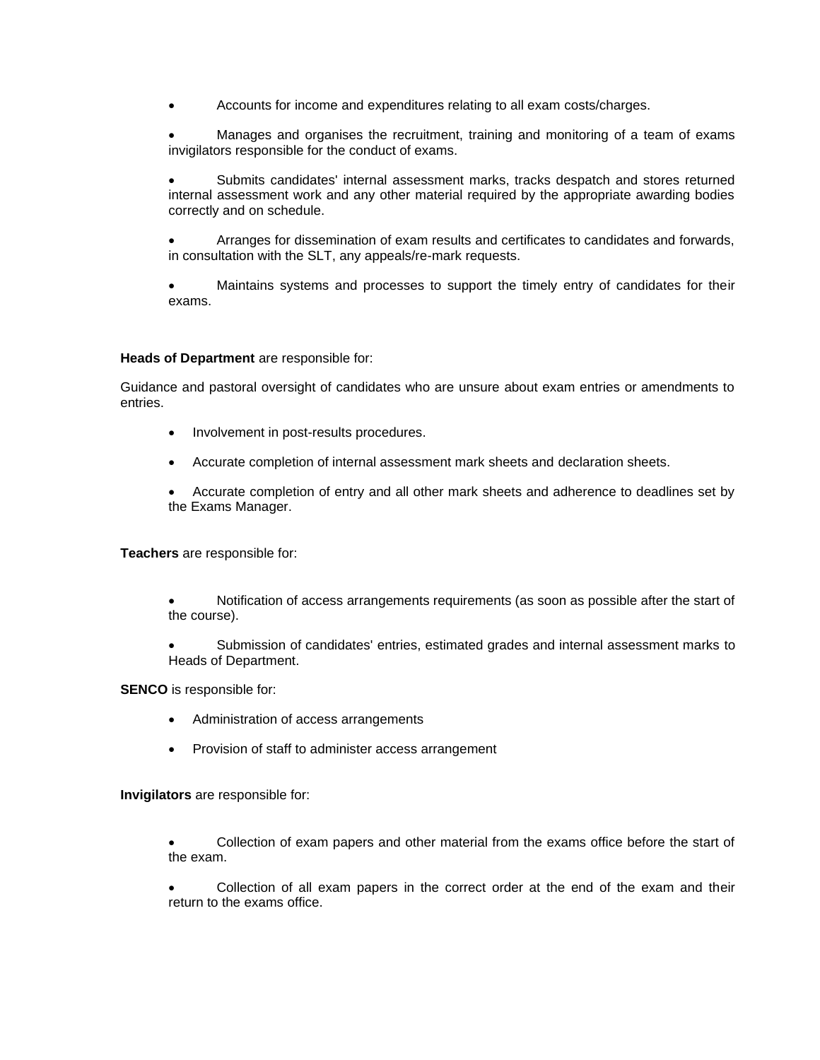- Accounts for income and expenditures relating to all exam costs/charges.

- Manages and organises the recruitment, training and monitoring of a team of exams invigilators responsible for the conduct of exams.

- Submits candidates' internal assessment marks, tracks despatch and stores returned internal assessment work and any other material required by the appropriate awarding bodies correctly and on schedule.

- Arranges for dissemination of exam results and certificates to candidates and forwards, in consultation with the SLT, any appeals/re-mark requests.

- Maintains systems and processes to support the timely entry of candidates for their exams.

**Heads of Department** are responsible for:

Guidance and pastoral oversight of candidates who are unsure about exam entries or amendments to entries.

- Involvement in post-results procedures.

- Accurate completion of internal assessment mark sheets and declaration sheets.

- Accurate completion of entry and all other mark sheets and adherence to deadlines set by the Exams Manager.

**Teachers** are responsible for:

- Notification of access arrangements requirements (as soon as possible after the start of the course).

- Submission of candidates' entries, estimated grades and internal assessment marks to Heads of Department.

**SENCO** is responsible for:

- Administration of access arrangements

- Provision of staff to administer access arrangement

**Invigilators** are responsible for:

- Collection of exam papers and other material from the exams office before the start of the exam.

- Collection of all exam papers in the correct order at the end of the exam and their return to the exams office.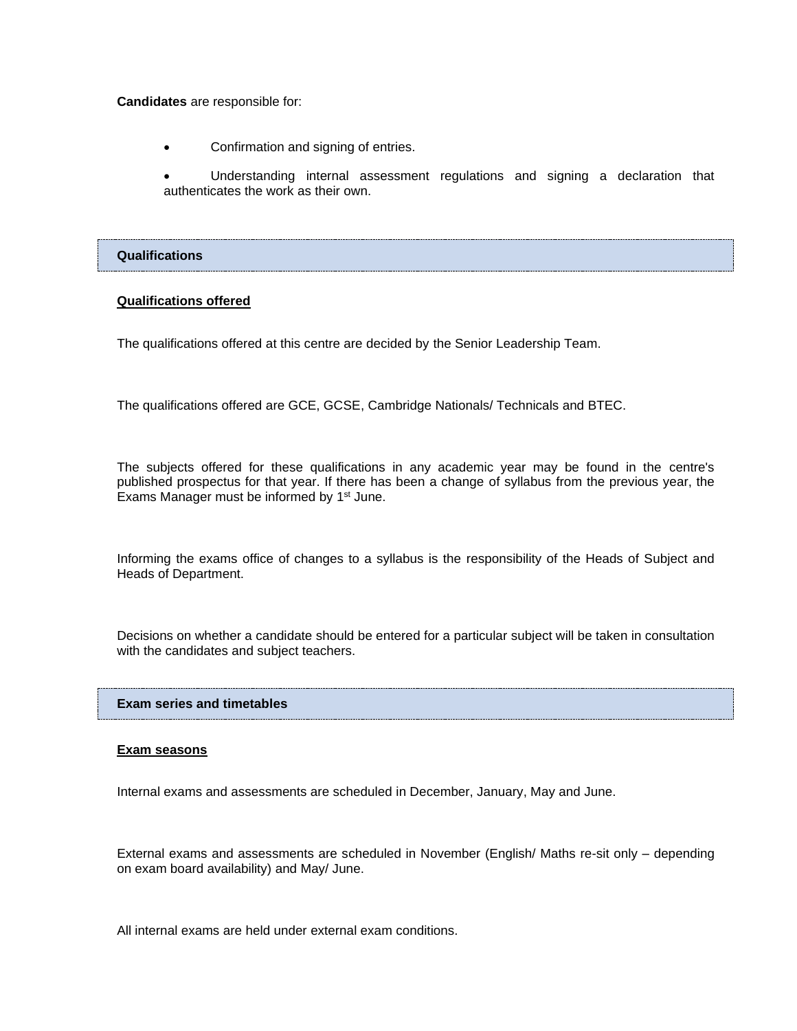**Candidates** are responsible for:

- Confirmation and signing of entries.
- Understanding internal assessment regulations and signing a declaration that authenticates the work as their own.

## Qualifications

### Qualifications offered

The qualifications offered at this centre are decided by the Senior Leadership Team.

The qualifications offered are GCE, GCSE, Cambridge Nationals/ Technicals and BTEC.

The subjects offered for these qualifications in any academic year may be found in the centre's published prospectus for that year. If there has been a change of syllabus from the previous year, the Exams Manager must be informed by 1st June.

Informing the exams office of changes to a syllabus is the responsibility of the Heads of Subject and Heads of Department.

Decisions on whether a candidate should be entered for a particular subject will be taken in consultation with the candidates and subject teachers.

## Exam series and timetables

### Exam seasons

Internal exams and assessments are scheduled in December, January, May and June.

External exams and assessments are scheduled in November (English/ Maths re-sit only – depending on exam board availability) and May/ June.

All internal exams are held under external exam conditions.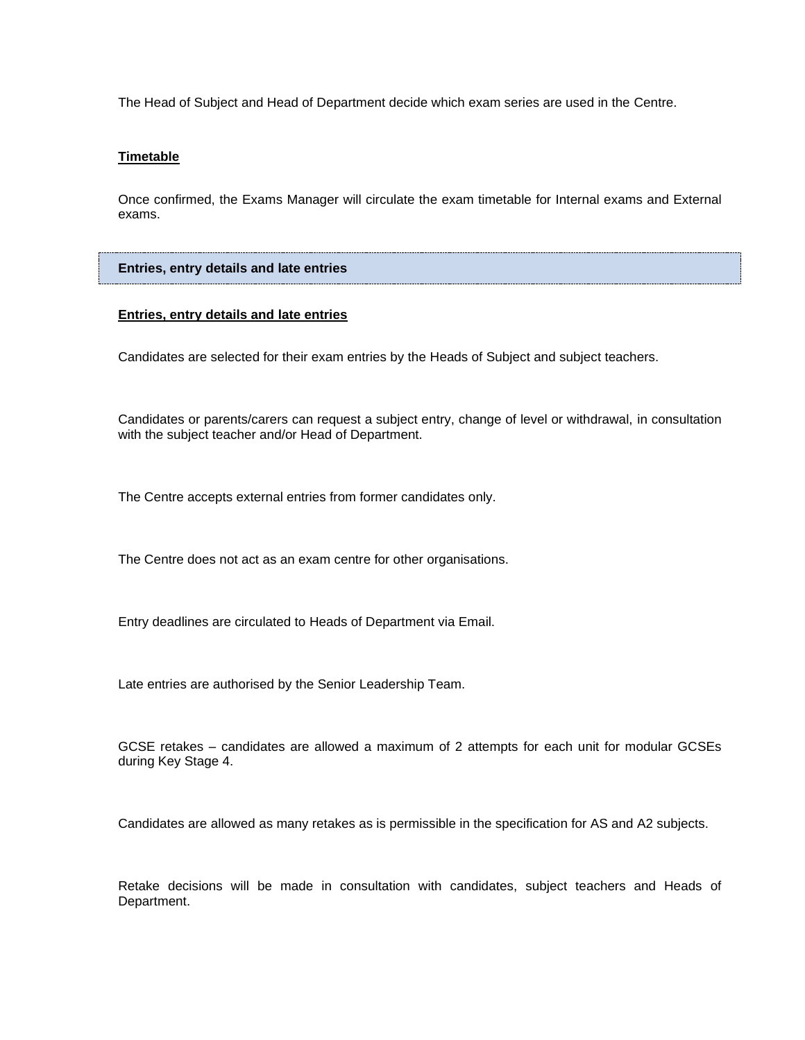The Head of Subject and Head of Department decide which exam series are used in the Centre.

**Timetable**

Once confirmed, the Exams Manager will circulate the exam timetable for Internal exams and External exams.

## Entries, entry details and late entries

**Entries, entry details and late entries**

Candidates are selected for their exam entries by the Heads of Subject and subject teachers.

Candidates or parents/carers can request a subject entry, change of level or withdrawal, in consultation with the subject teacher and/or Head of Department.

The Centre accepts external entries from former candidates only.

The Centre does not act as an exam centre for other organisations.

Entry deadlines are circulated to Heads of Department via Email.

Late entries are authorised by the Senior Leadership Team.

GCSE retakes – candidates are allowed a maximum of 2 attempts for each unit for modular GCSEs during Key Stage 4.

Candidates are allowed as many retakes as is permissible in the specification for AS and A2 subjects.

Retake decisions will be made in consultation with candidates, subject teachers and Heads of Department.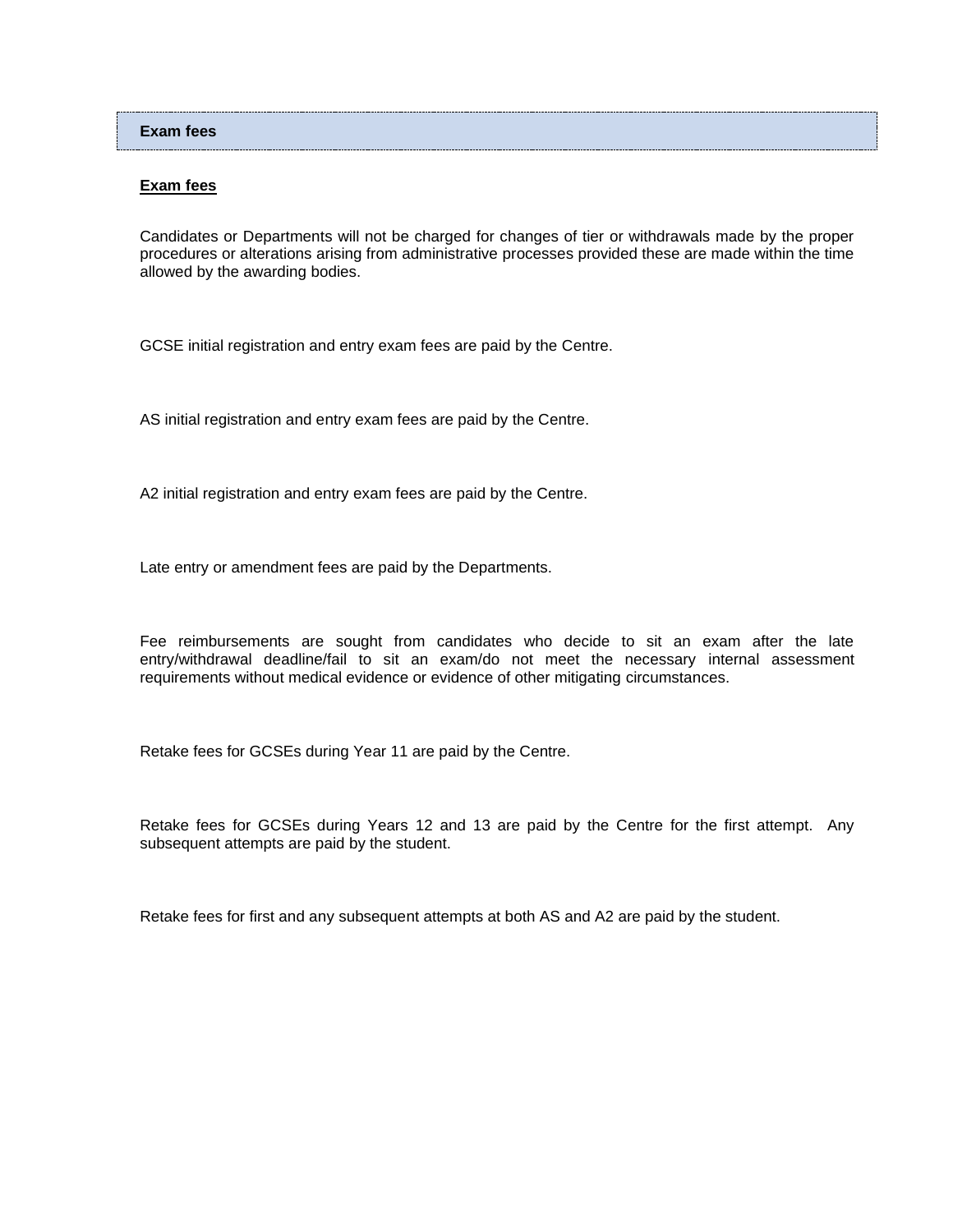## Exam fees

**Exam fees**

Candidates or Departments will not be charged for changes of tier or withdrawals made by the proper procedures or alterations arising from administrative processes provided these are made within the time allowed by the awarding bodies.

GCSE initial registration and entry exam fees are paid by the Centre.

AS initial registration and entry exam fees are paid by the Centre.

A2 initial registration and entry exam fees are paid by the Centre.

Late entry or amendment fees are paid by the Departments.

Fee reimbursements are sought from candidates who decide to sit an exam after the late entry/withdrawal deadline/fail to sit an exam/do not meet the necessary internal assessment requirements without medical evidence or evidence of other mitigating circumstances.

Retake fees for GCSEs during Year 11 are paid by the Centre.

Retake fees for GCSEs during Years 12 and 13 are paid by the Centre for the first attempt. Any subsequent attempts are paid by the student.

Retake fees for first and any subsequent attempts at both AS and A2 are paid by the student.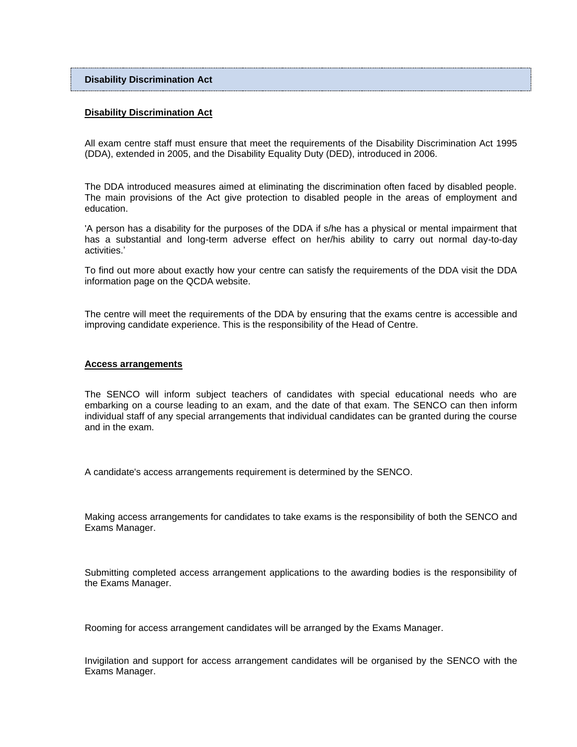## Disability Discrimination Act

### Disability Discrimination Act

All exam centre staff must ensure that meet the requirements of the Disability Discrimination Act 1995 (DDA), extended in 2005, and the Disability Equality Duty (DED), introduced in 2006.

The DDA introduced measures aimed at eliminating the discrimination often faced by disabled people. The main provisions of the Act give protection to disabled people in the areas of employment and education.

'A person has a disability for the purposes of the DDA if s/he has a physical or mental impairment that has a substantial and long-term adverse effect on her/his ability to carry out normal day-to-day activities.'

To find out more about exactly how your centre can satisfy the requirements of the DDA visit the DDA information page on the QCDA website.

The centre will meet the requirements of the DDA by ensuring that the exams centre is accessible and improving candidate experience. This is the responsibility of the Head of Centre.

### Access arrangements

The SENCO will inform subject teachers of candidates with special educational needs who are embarking on a course leading to an exam, and the date of that exam. The SENCO can then inform individual staff of any special arrangements that individual candidates can be granted during the course and in the exam.

A candidate's access arrangements requirement is determined by the SENCO.

Making access arrangements for candidates to take exams is the responsibility of both the SENCO and Exams Manager.

Submitting completed access arrangement applications to the awarding bodies is the responsibility of the Exams Manager.

Rooming for access arrangement candidates will be arranged by the Exams Manager.

Invigilation and support for access arrangement candidates will be organised by the SENCO with the Exams Manager.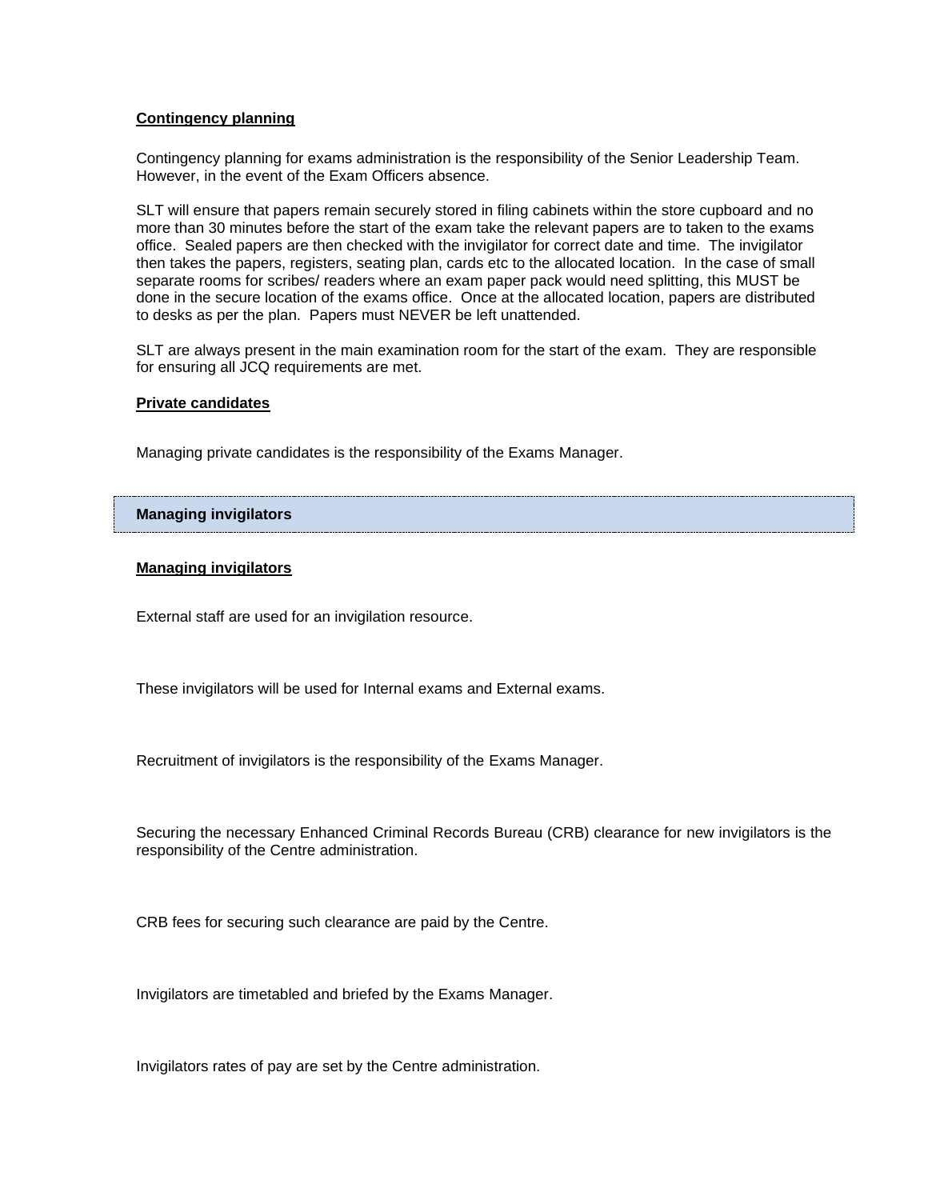**Contingency planning**

Contingency planning for exams administration is the responsibility of the Senior Leadership Team. However, in the event of the Exam Officers absence.

SLT will ensure that papers remain securely stored in filing cabinets within the store cupboard and no more than 30 minutes before the start of the exam take the relevant papers are to taken to the exams office. Sealed papers are then checked with the invigilator for correct date and time. The invigilator then takes the papers, registers, seating plan, cards etc to the allocated location. In the case of small separate rooms for scribes/ readers where an exam paper pack would need splitting, this MUST be done in the secure location of the exams office. Once at the allocated location, papers are distributed to desks as per the plan. Papers must NEVER be left unattended.

SLT are always present in the main examination room for the start of the exam. They are responsible for ensuring all JCQ requirements are met.

**Private candidates**

Managing private candidates is the responsibility of the Exams Manager.

## Managing invigilators

**Managing invigilators**

External staff are used for an invigilation resource.

These invigilators will be used for Internal exams and External exams.

Recruitment of invigilators is the responsibility of the Exams Manager.

Securing the necessary Enhanced Criminal Records Bureau (CRB) clearance for new invigilators is the responsibility of the Centre administration.

CRB fees for securing such clearance are paid by the Centre.

Invigilators are timetabled and briefed by the Exams Manager.

Invigilators rates of pay are set by the Centre administration.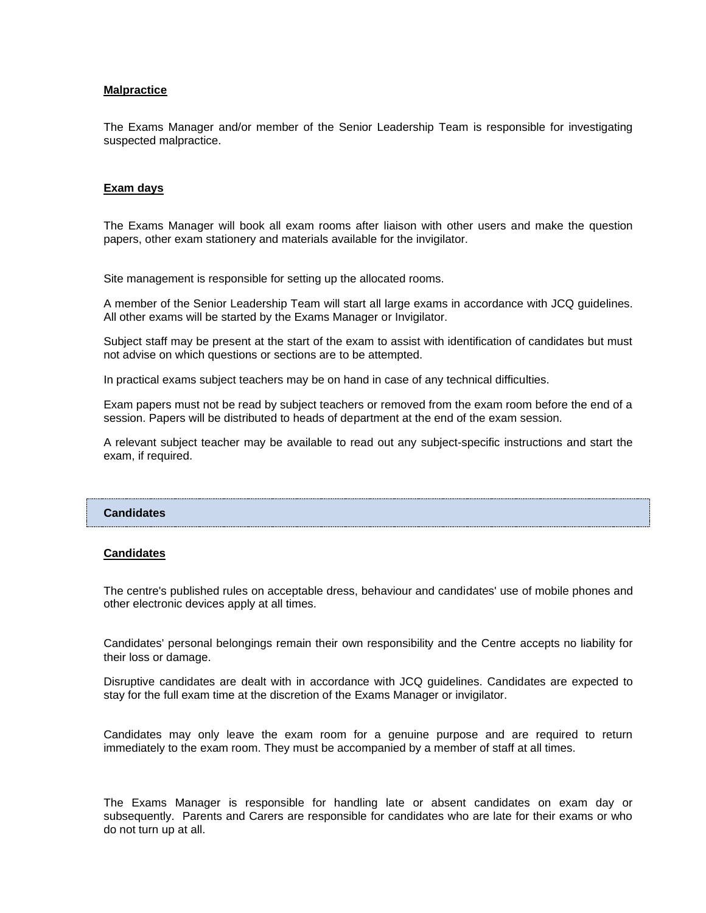**Malpractice**

The Exams Manager and/or member of the Senior Leadership Team is responsible for investigating suspected malpractice.

**Exam days**

The Exams Manager will book all exam rooms after liaison with other users and make the question papers, other exam stationery and materials available for the invigilator.

Site management is responsible for setting up the allocated rooms.

A member of the Senior Leadership Team will start all large exams in accordance with JCQ guidelines. All other exams will be started by the Exams Manager or Invigilator.

Subject staff may be present at the start of the exam to assist with identification of candidates but must not advise on which questions or sections are to be attempted.

In practical exams subject teachers may be on hand in case of any technical difficulties.

Exam papers must not be read by subject teachers or removed from the exam room before the end of a session. Papers will be distributed to heads of department at the end of the exam session.

A relevant subject teacher may be available to read out any subject-specific instructions and start the exam, if required.

## Candidates

**Candidates**

The centre's published rules on acceptable dress, behaviour and candidates' use of mobile phones and other electronic devices apply at all times.

Candidates' personal belongings remain their own responsibility and the Centre accepts no liability for their loss or damage.

Disruptive candidates are dealt with in accordance with JCQ guidelines. Candidates are expected to stay for the full exam time at the discretion of the Exams Manager or invigilator.

Candidates may only leave the exam room for a genuine purpose and are required to return immediately to the exam room. They must be accompanied by a member of staff at all times.

The Exams Manager is responsible for handling late or absent candidates on exam day or subsequently. Parents and Carers are responsible for candidates who are late for their exams or who do not turn up at all.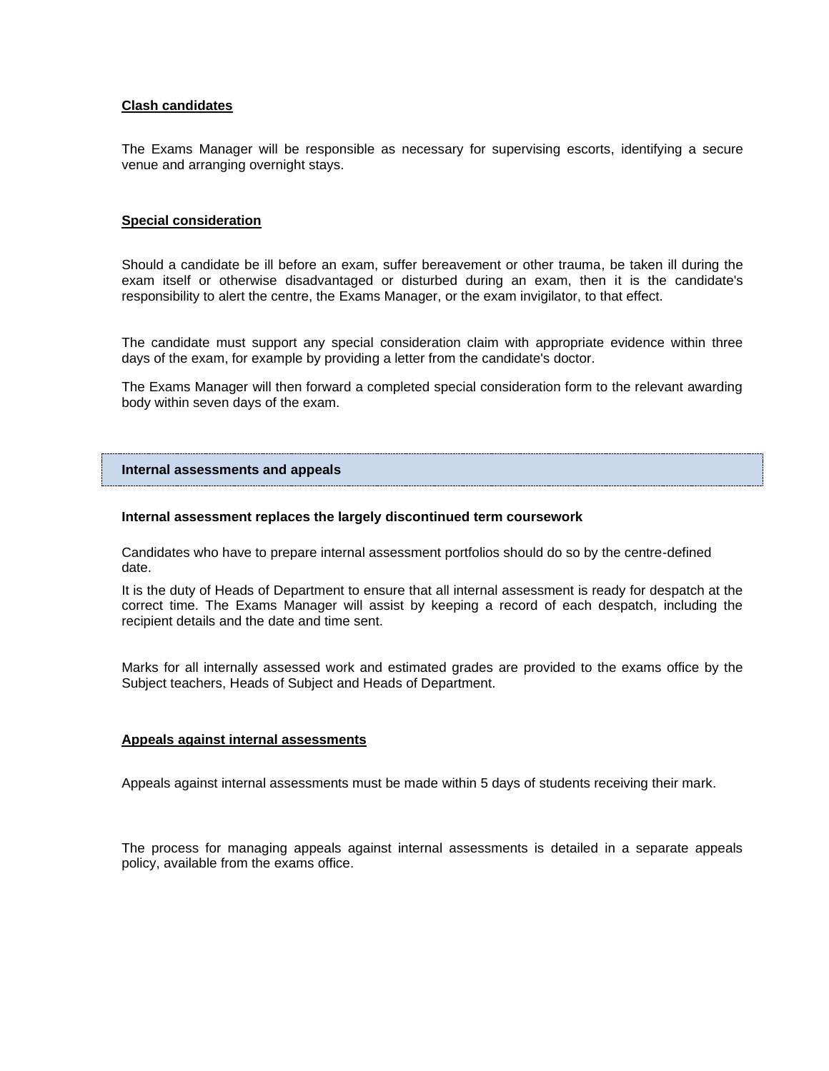**Clash candidates**

The Exams Manager will be responsible as necessary for supervising escorts, identifying a secure venue and arranging overnight stays.

**Special consideration**

Should a candidate be ill before an exam, suffer bereavement or other trauma, be taken ill during the exam itself or otherwise disadvantaged or disturbed during an exam, then it is the candidate's responsibility to alert the centre, the Exams Manager, or the exam invigilator, to that effect.

The candidate must support any special consideration claim with appropriate evidence within three days of the exam, for example by providing a letter from the candidate's doctor.

The Exams Manager will then forward a completed special consideration form to the relevant awarding body within seven days of the exam.

## Internal assessments and appeals

**Internal assessment replaces the largely discontinued term coursework**

Candidates who have to prepare internal assessment portfolios should do so by the centre-defined date.

It is the duty of Heads of Department to ensure that all internal assessment is ready for despatch at the correct time. The Exams Manager will assist by keeping a record of each despatch, including the recipient details and the date and time sent.

Marks for all internally assessed work and estimated grades are provided to the exams office by the Subject teachers, Heads of Subject and Heads of Department.

**Appeals against internal assessments**

Appeals against internal assessments must be made within 5 days of students receiving their mark.

The process for managing appeals against internal assessments is detailed in a separate appeals policy, available from the exams office.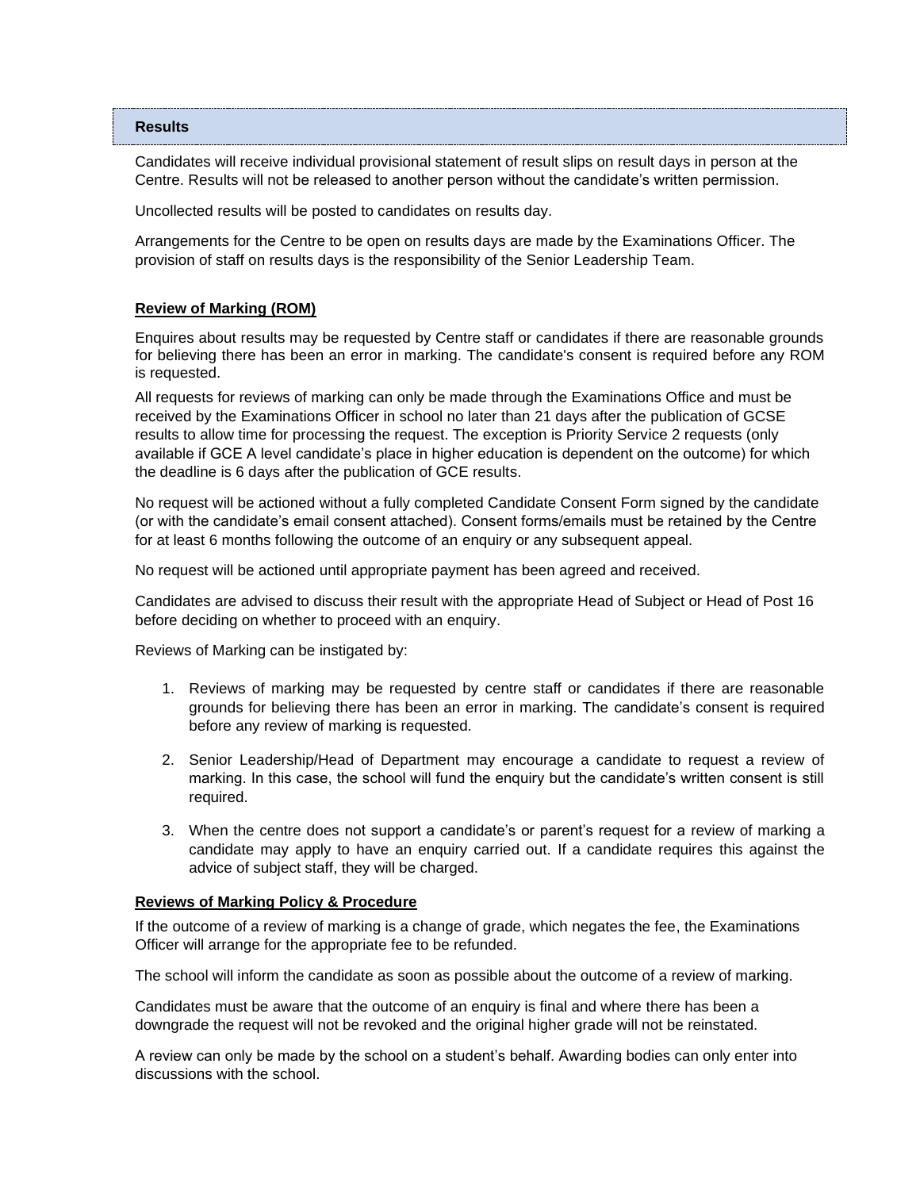## Results

Candidates will receive individual provisional statement of result slips on result days in person at the Centre. Results will not be released to another person without the candidate's written permission.

Uncollected results will be posted to candidates on results day.

Arrangements for the Centre to be open on results days are made by the Examinations Officer. The provision of staff on results days is the responsibility of the Senior Leadership Team.

### Review of Marking (ROM)

Enquires about results may be requested by Centre staff or candidates if there are reasonable grounds for believing there has been an error in marking. The candidate's consent is required before any ROM is requested.

All requests for reviews of marking can only be made through the Examinations Office and must be received by the Examinations Officer in school no later than 21 days after the publication of GCSE results to allow time for processing the request. The exception is Priority Service 2 requests (only available if GCE A level candidate's place in higher education is dependent on the outcome) for which the deadline is 6 days after the publication of GCE results.

No request will be actioned without a fully completed Candidate Consent Form signed by the candidate (or with the candidate's email consent attached). Consent forms/emails must be retained by the Centre for at least 6 months following the outcome of an enquiry or any subsequent appeal.

No request will be actioned until appropriate payment has been agreed and received.

Candidates are advised to discuss their result with the appropriate Head of Subject or Head of Post 16 before deciding on whether to proceed with an enquiry.

Reviews of Marking can be instigated by:

1. Reviews of marking may be requested by centre staff or candidates if there are reasonable grounds for believing there has been an error in marking. The candidate's consent is required before any review of marking is requested.
2. Senior Leadership/Head of Department may encourage a candidate to request a review of marking. In this case, the school will fund the enquiry but the candidate's written consent is still required.
3. When the centre does not support a candidate's or parent's request for a review of marking a candidate may apply to have an enquiry carried out. If a candidate requires this against the advice of subject staff, they will be charged.

### Reviews of Marking Policy & Procedure

If the outcome of a review of marking is a change of grade, which negates the fee, the Examinations Officer will arrange for the appropriate fee to be refunded.

The school will inform the candidate as soon as possible about the outcome of a review of marking.

Candidates must be aware that the outcome of an enquiry is final and where there has been a downgrade the request will not be revoked and the original higher grade will not be reinstated.

A review can only be made by the school on a student's behalf. Awarding bodies can only enter into discussions with the school.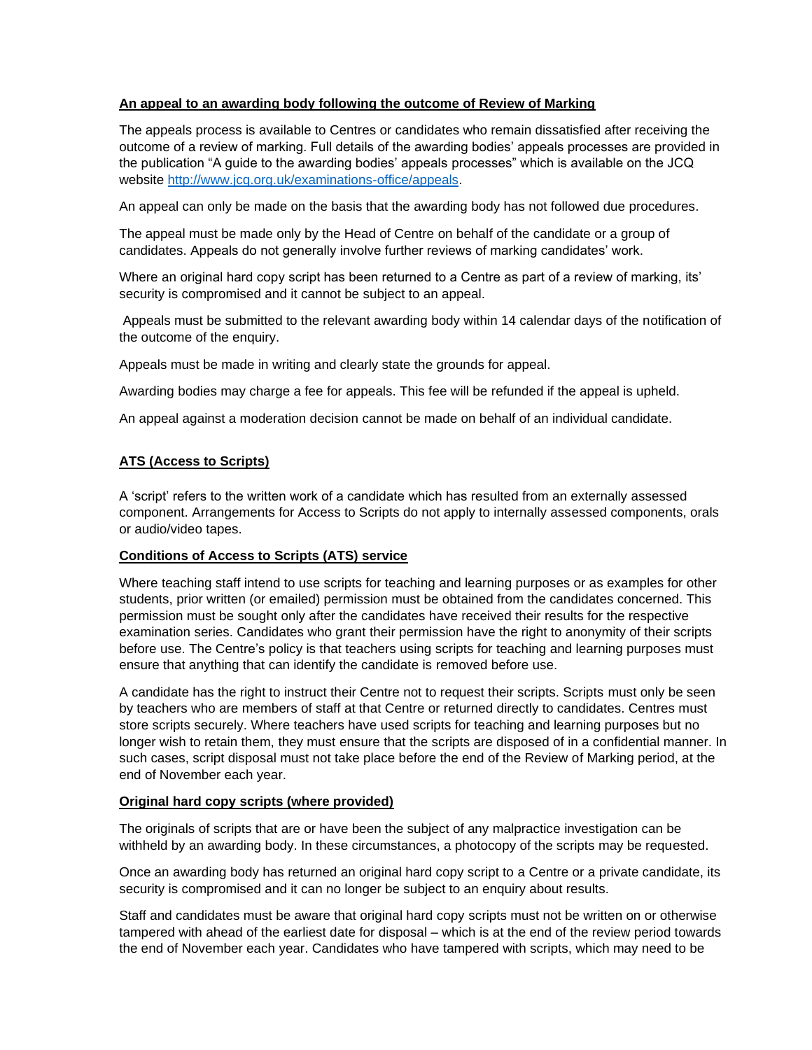**An appeal to an awarding body following the outcome of Review of Marking**

The appeals process is available to Centres or candidates who remain dissatisfied after receiving the outcome of a review of marking. Full details of the awarding bodies' appeals processes are provided in the publication "A guide to the awarding bodies' appeals processes" which is available on the JCQ website [http://www.jcq.org.uk/examinations-office/appeals](http://www.jcq.org.uk/examinations-office/appeals).

An appeal can only be made on the basis that the awarding body has not followed due procedures.

The appeal must be made only by the Head of Centre on behalf of the candidate or a group of candidates. Appeals do not generally involve further reviews of marking candidates' work.

Where an original hard copy script has been returned to a Centre as part of a review of marking, its' security is compromised and it cannot be subject to an appeal.

Appeals must be submitted to the relevant awarding body within 14 calendar days of the notification of the outcome of the enquiry.

Appeals must be made in writing and clearly state the grounds for appeal.

Awarding bodies may charge a fee for appeals. This fee will be refunded if the appeal is upheld.

An appeal against a moderation decision cannot be made on behalf of an individual candidate.

**ATS (Access to Scripts)**

A 'script' refers to the written work of a candidate which has resulted from an externally assessed component. Arrangements for Access to Scripts do not apply to internally assessed components, orals or audio/video tapes.

**Conditions of Access to Scripts (ATS) service**

Where teaching staff intend to use scripts for teaching and learning purposes or as examples for other students, prior written (or emailed) permission must be obtained from the candidates concerned. This permission must be sought only after the candidates have received their results for the respective examination series. Candidates who grant their permission have the right to anonymity of their scripts before use. The Centre's policy is that teachers using scripts for teaching and learning purposes must ensure that anything that can identify the candidate is removed before use.

A candidate has the right to instruct their Centre not to request their scripts. Scripts must only be seen by teachers who are members of staff at that Centre or returned directly to candidates. Centres must store scripts securely. Where teachers have used scripts for teaching and learning purposes but no longer wish to retain them, they must ensure that the scripts are disposed of in a confidential manner. In such cases, script disposal must not take place before the end of the Review of Marking period, at the end of November each year.

**Original hard copy scripts (where provided)**

The originals of scripts that are or have been the subject of any malpractice investigation can be withheld by an awarding body. In these circumstances, a photocopy of the scripts may be requested.

Once an awarding body has returned an original hard copy script to a Centre or a private candidate, its security is compromised and it can no longer be subject to an enquiry about results.

Staff and candidates must be aware that original hard copy scripts must not be written on or otherwise tampered with ahead of the earliest date for disposal – which is at the end of the review period towards the end of November each year. Candidates who have tampered with scripts, which may need to be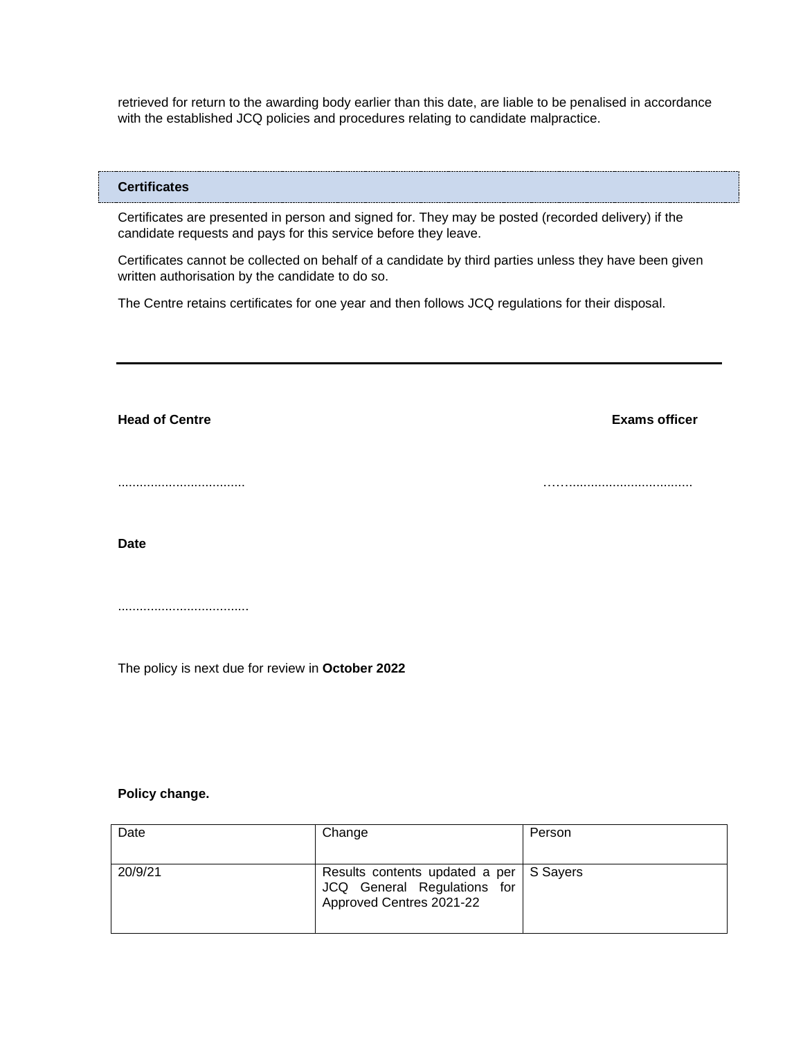retrieved for return to the awarding body earlier than this date, are liable to be penalised in accordance with the established JCQ policies and procedures relating to candidate malpractice.

## Certificates

Certificates are presented in person and signed for. They may be posted (recorded delivery) if the candidate requests and pays for this service before they leave.

Certificates cannot be collected on behalf of a candidate by third parties unless they have been given written authorisation by the candidate to do so.

The Centre retains certificates for one year and then follows JCQ regulations for their disposal.

---

**Head of Centre** **Exams officer**

................................... ……..................................

**Date**

....................................

The policy is next due for review in **October 2022**

**Policy change.**

| Date | Change | Person |
|---|---|---|
| 20/9/21 | Results contents updated a per JCQ General Regulations for Approved Centres 2021-22 | S Sayers |